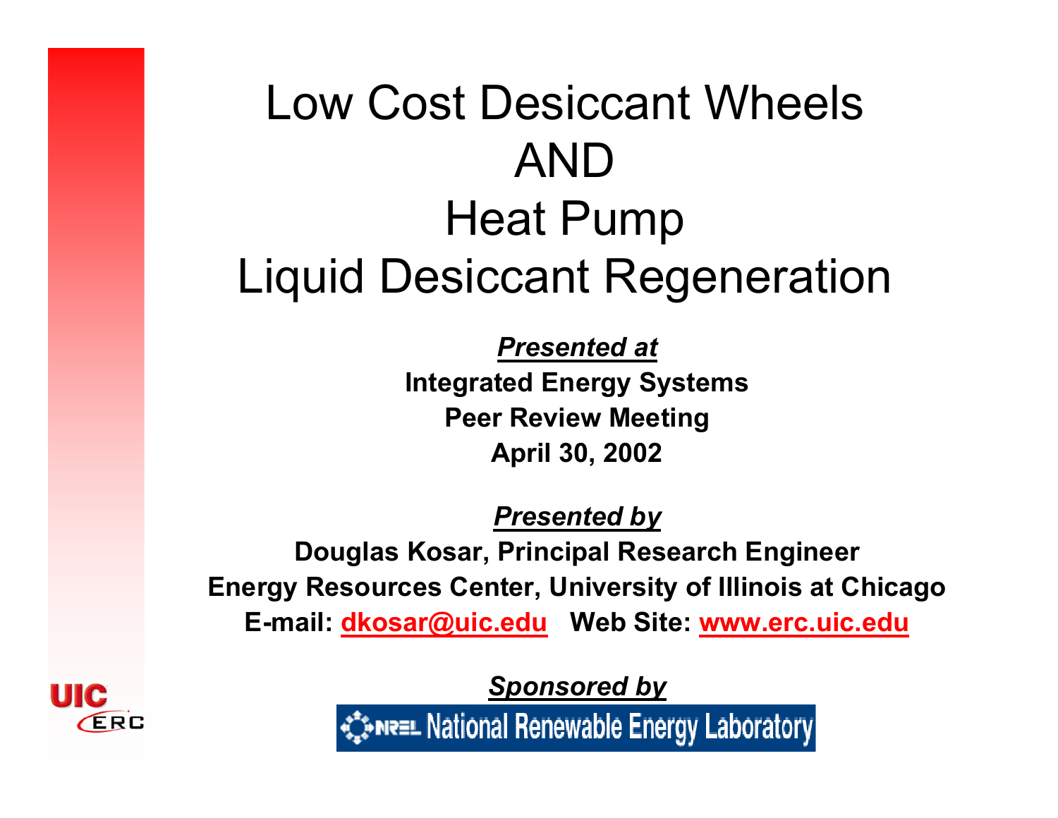# Low Cost Desiccant Wheels AND Heat Pump Liquid Desiccant Regeneration

***Presented at***

**Integrated Energy Systems**
**Peer Review Meeting**
**April 30, 2002**

***Presented by***

**Douglas Kosar, Principal Research Engineer**
**Energy Resources Center, University of Illinois at Chicago**
**E-mail: dkosar@uic.edu  Web Site: www.erc.uic.edu**

***Sponsored by***

NREL National Renewable Energy Laboratory

UIC ERC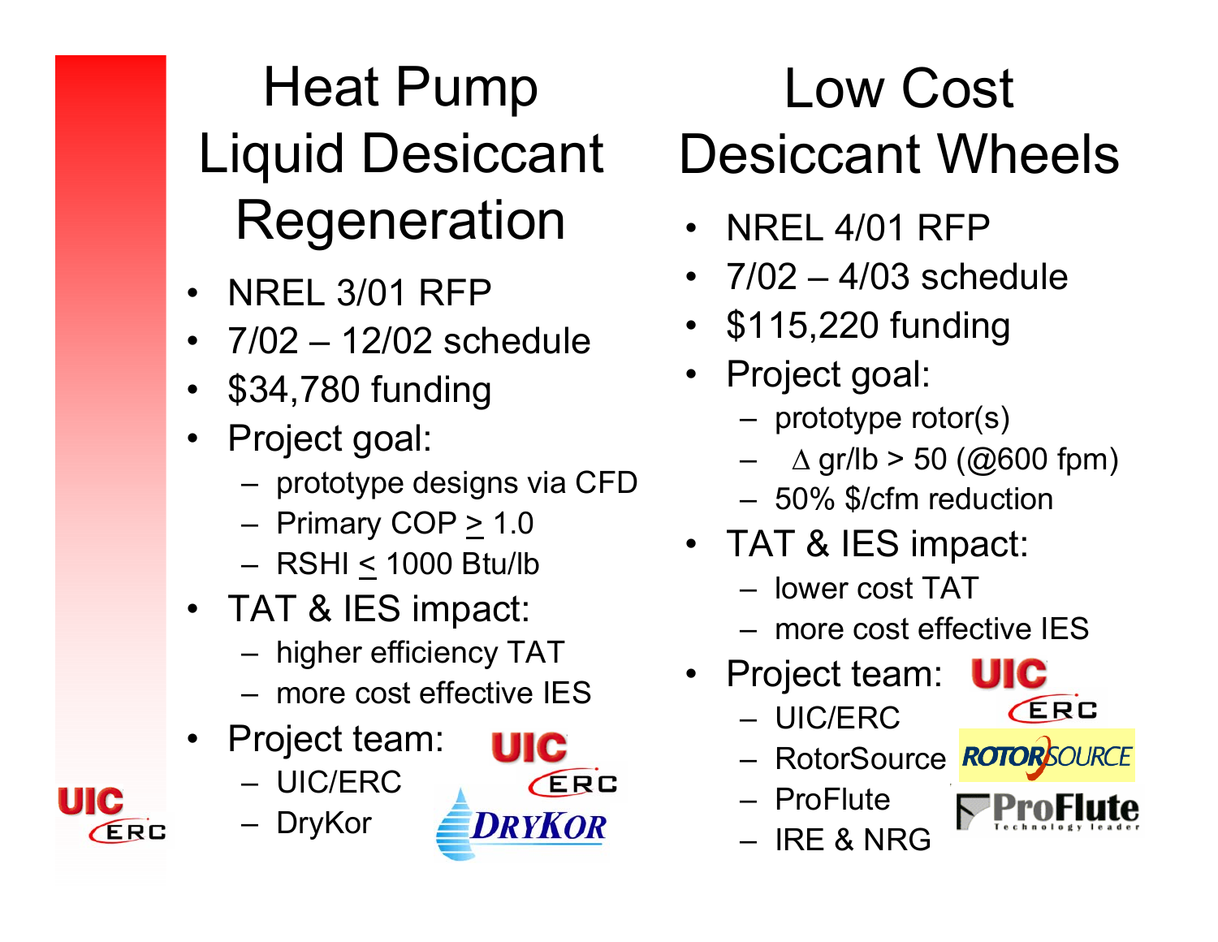## Heat Pump Liquid Desiccant Regeneration

- NREL 3/01 RFP
- 7/02 – 12/02 schedule
- $34,780 funding
- Project goal:
  - prototype designs via CFD
  - Primary COP $\geq$ 1.0
  - RSHI $\leq$ 1000 Btu/lb
- TAT & IES impact:
  - higher efficiency TAT
  - more cost effective IES
- Project team:
  - UIC/ERC
  - DryKor

## Low Cost Desiccant Wheels

- NREL 4/01 RFP
- 7/02 – 4/03 schedule
- $115,220 funding
- Project goal:
  - prototype rotor(s)
  - $\Delta$ gr/lb > 50 (@600 fpm)
  - 50% $/cfm reduction
- TAT & IES impact:
  - lower cost TAT
  - more cost effective IES
- Project team:
  - UIC/ERC
  - RotorSource
  - ProFlute
  - IRE & NRG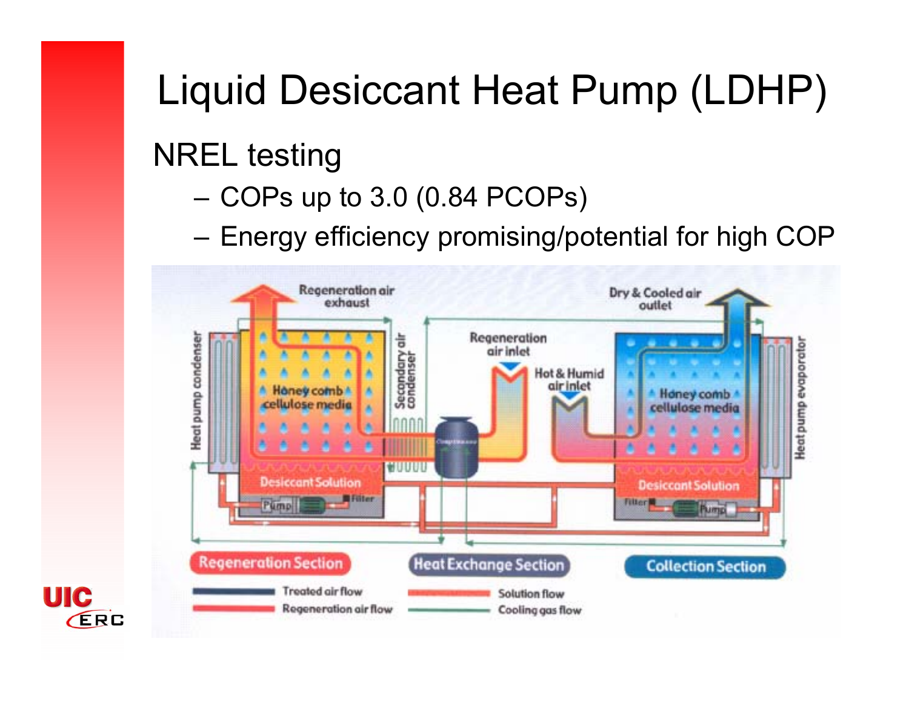# Liquid Desiccant Heat Pump (LDHP)

## NREL testing

- COPs up to 3.0 (0.84 PCOPs)
- Energy efficiency promising/potential for high COP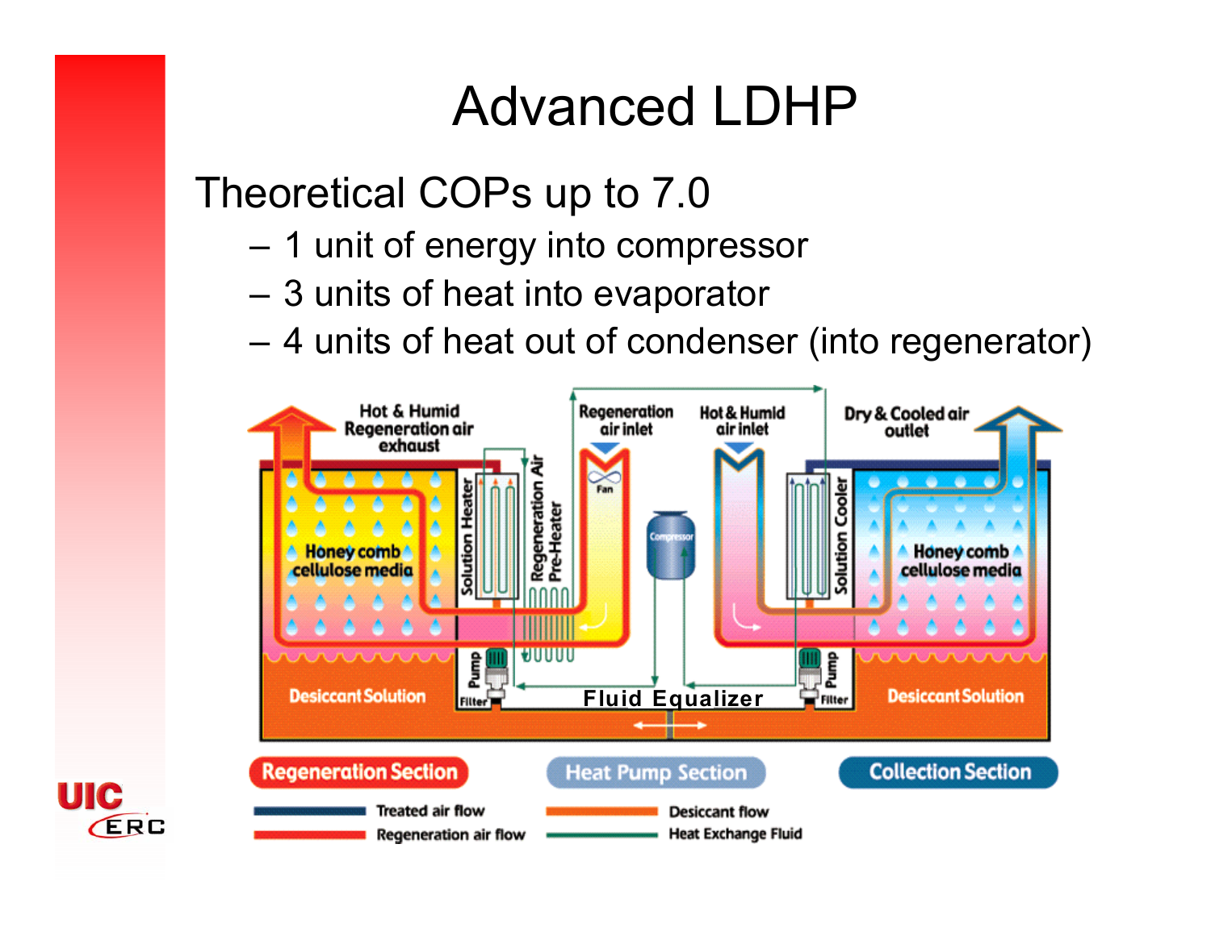# Advanced LDHP

Theoretical COPs up to 7.0

- 1 unit of energy into compressor
- 3 units of heat into evaporator
- 4 units of heat out of condenser (into regenerator)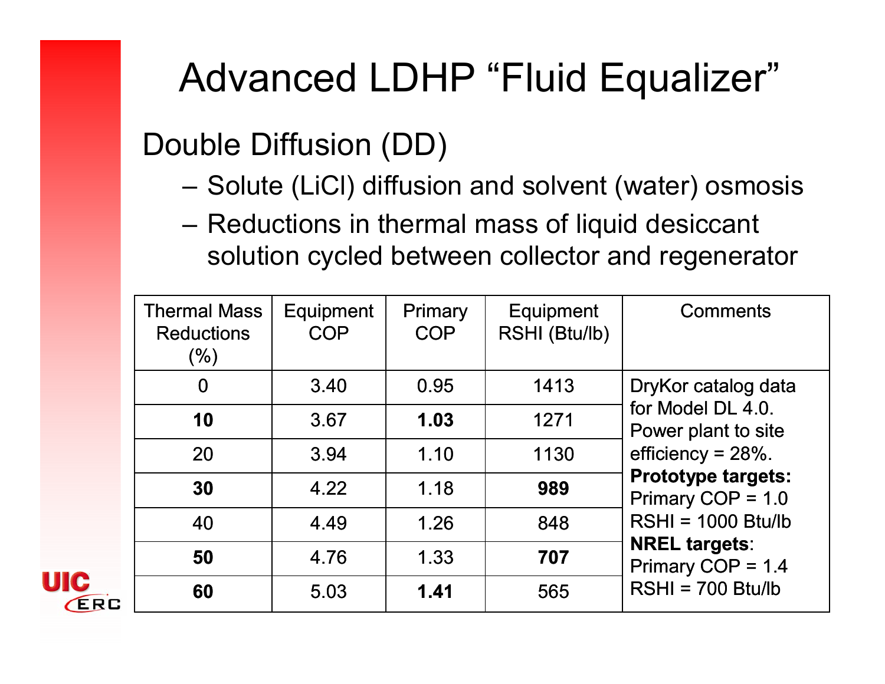# Advanced LDHP “Fluid Equalizer”

## Double Diffusion (DD)

- Solute (LiCl) diffusion and solvent (water) osmosis
- Reductions in thermal mass of liquid desiccant solution cycled between collector and regenerator

| Thermal Mass Reductions (%) | Equipment COP | Primary COP | Equipment RSHI (Btu/lb) | Comments |
|---|---|---|---|---|
| 0 | 3.40 | 0.95 | 1413 | DryKor catalog data for Model DL 4.0. Power plant to site efficiency = 28%. **Prototype targets:** Primary COP = 1.0 RSHI = 1000 Btu/lb **NREL targets**: Primary COP = 1.4 RSHI = 700 Btu/lb |
| **10** | 3.67 | **1.03** | 1271 | |
| 20 | 3.94 | 1.10 | 1130 | |
| **30** | 4.22 | 1.18 | **989** | |
| 40 | 4.49 | 1.26 | 848 | |
| **50** | 4.76 | 1.33 | **707** | |
| **60** | 5.03 | **1.41** | 565 | |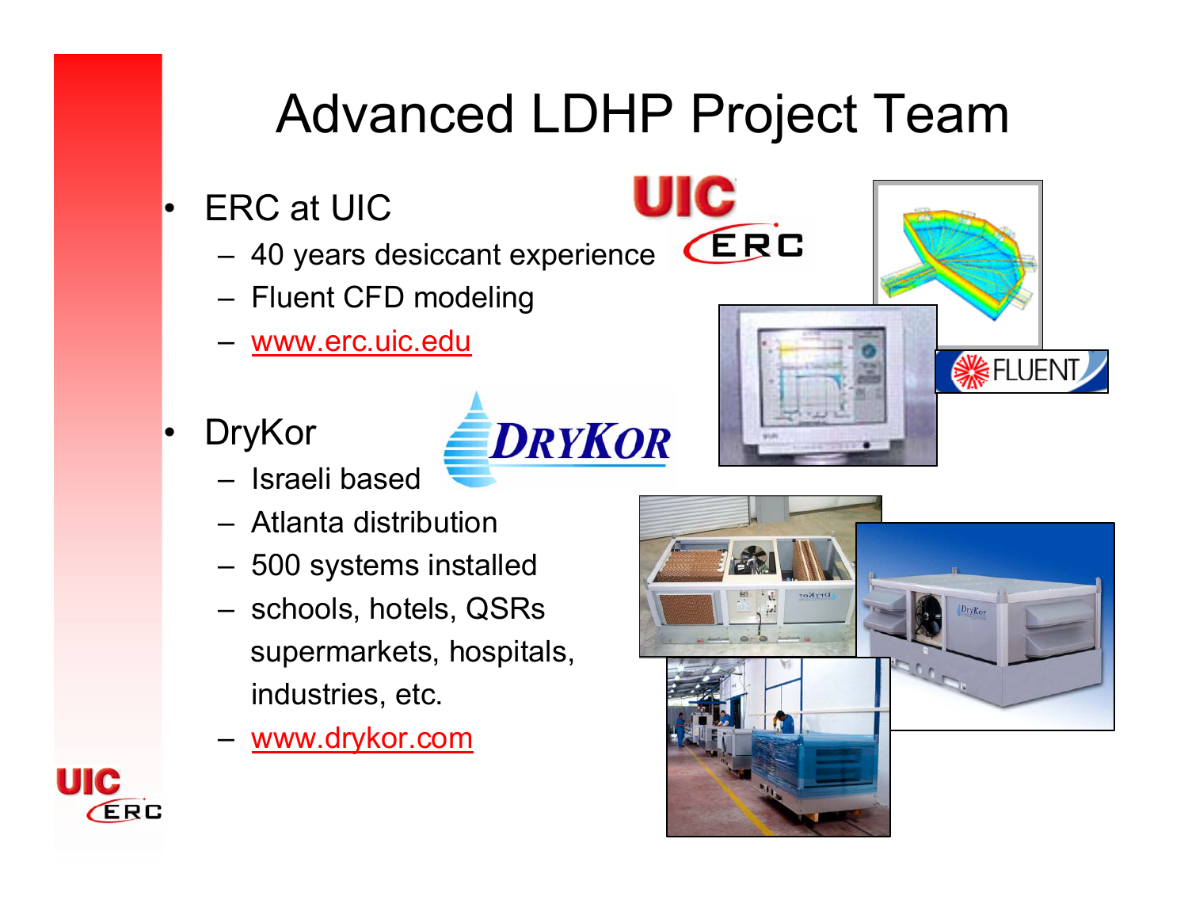# Advanced LDHP Project Team

- ERC at UIC
  - 40 years desiccant experience
  - Fluent CFD modeling
  - www.erc.uic.edu
- DryKor
  - Israeli based
  - Atlanta distribution
  - 500 systems installed
  - schools, hotels, QSRs supermarkets, hospitals, industries, etc.
  - www.drykor.com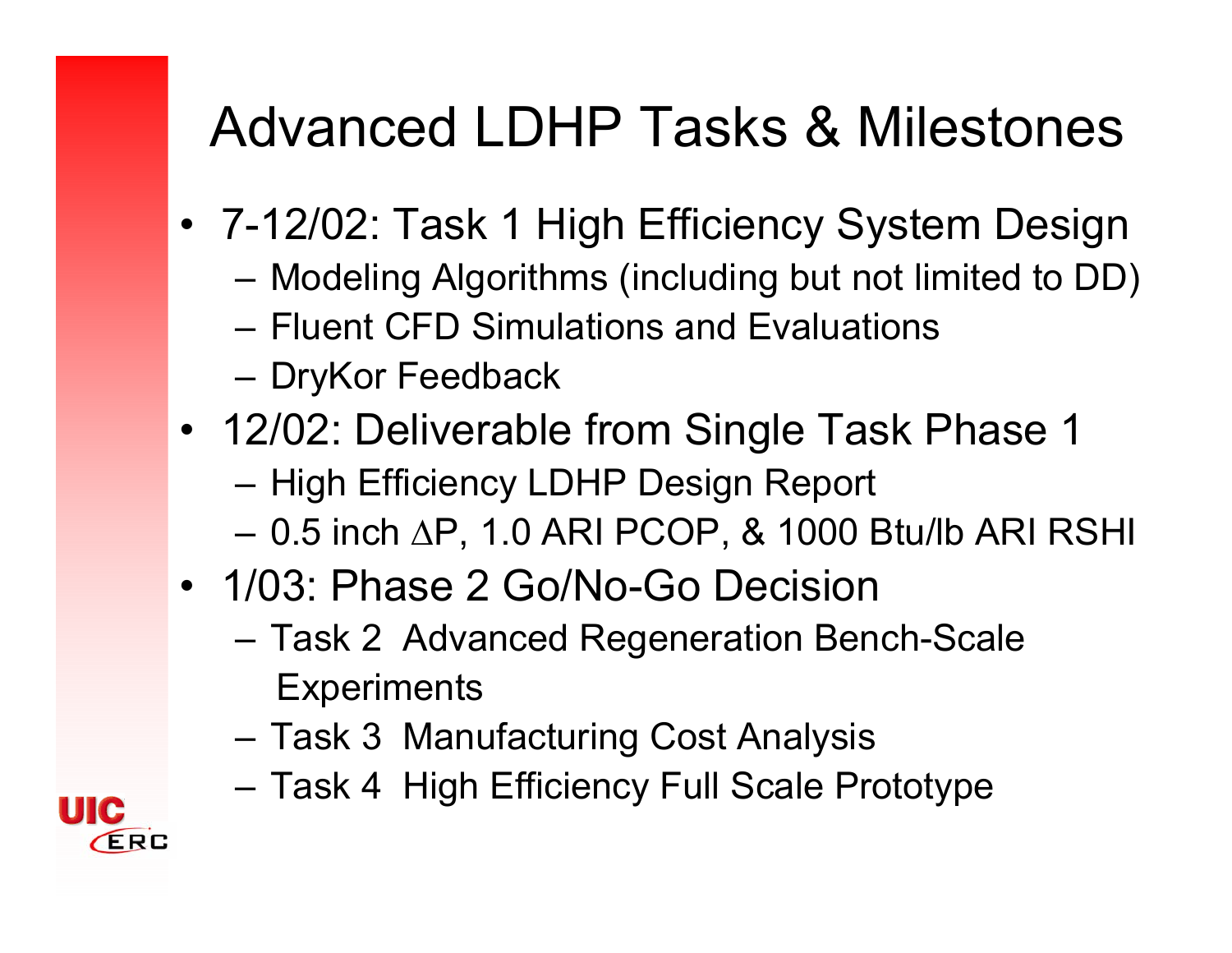# Advanced LDHP Tasks & Milestones

- 7-12/02: Task 1 High Efficiency System Design
  - Modeling Algorithms (including but not limited to DD)
  - Fluent CFD Simulations and Evaluations
  - DryKor Feedback
- 12/02: Deliverable from Single Task Phase 1
  - High Efficiency LDHP Design Report
  - 0.5 inch $\Delta$P, 1.0 ARI PCOP, & 1000 Btu/lb ARI RSHI
- 1/03: Phase 2 Go/No-Go Decision
  - Task 2 Advanced Regeneration Bench-Scale Experiments
  - Task 3 Manufacturing Cost Analysis
  - Task 4 High Efficiency Full Scale Prototype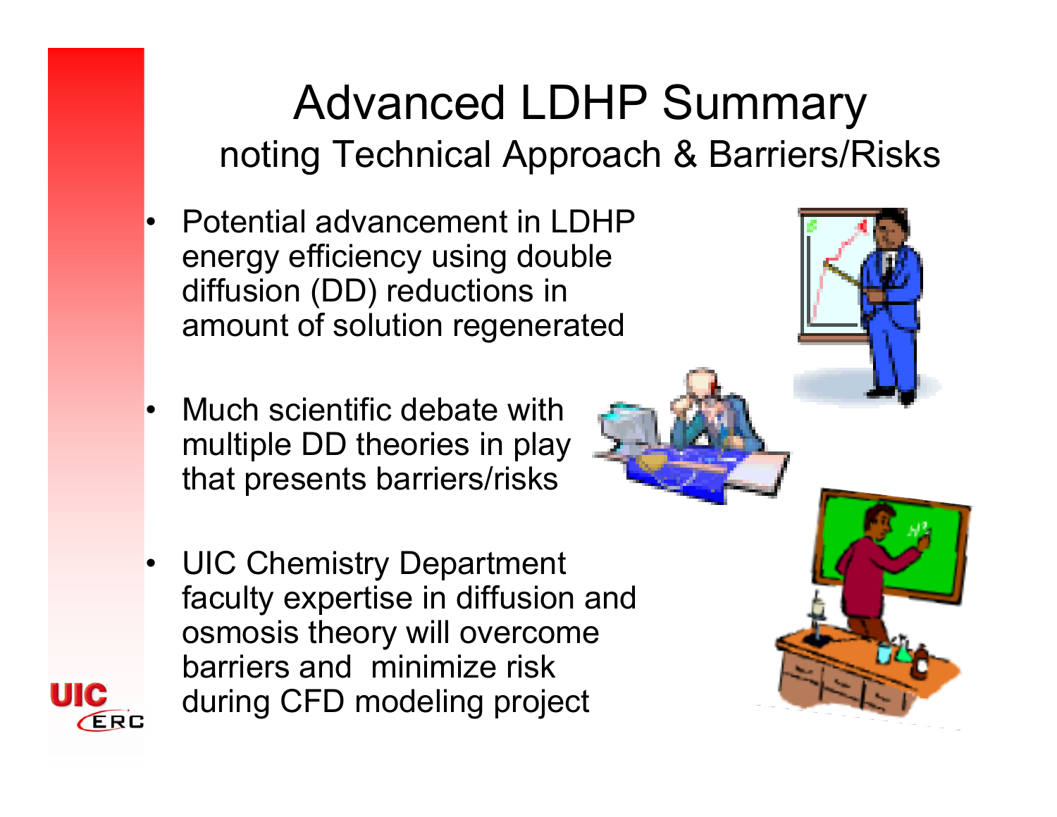# Advanced LDHP Summary

## noting Technical Approach & Barriers/Risks

- Potential advancement in LDHP energy efficiency using double diffusion (DD) reductions in amount of solution regenerated
- Much scientific debate with multiple DD theories in play that presents barriers/risks
- UIC Chemistry Department faculty expertise in diffusion and osmosis theory will overcome barriers and minimize risk during CFD modeling project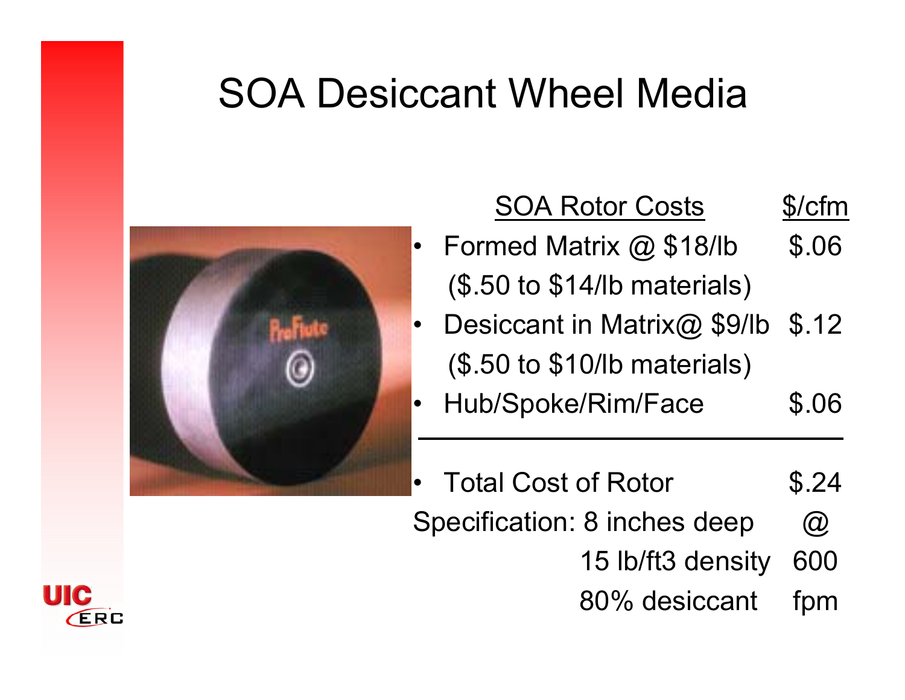# SOA Desiccant Wheel Media

| SOA Rotor Costs | $/cfm |
|---|---|
| • Formed Matrix @ $18/lb ($.50 to $14/lb materials) | $.06 |
| • Desiccant in Matrix@ $9/lb ($.50 to $10/lb materials) | $.12 |
| • Hub/Spoke/Rim/Face | $.06 |
| • Total Cost of Rotor | $.24 |

Specification: 8 inches deep @ 600 fpm
15 lb/ft3 density
80% desiccant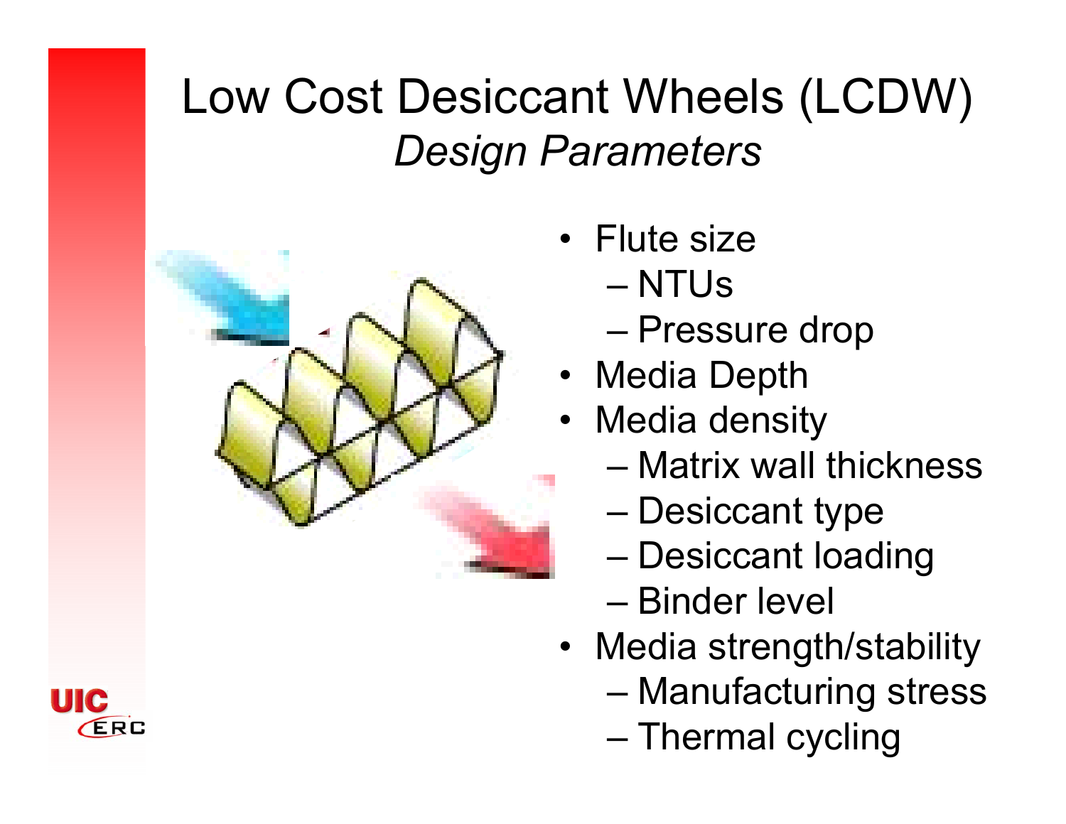# Low Cost Desiccant Wheels (LCDW)

## *Design Parameters*

- Flute size
  - NTUs
  - Pressure drop
- Media Depth
- Media density
  - Matrix wall thickness
  - Desiccant type
  - Desiccant loading
  - Binder level
- Media strength/stability
  - Manufacturing stress
  - Thermal cycling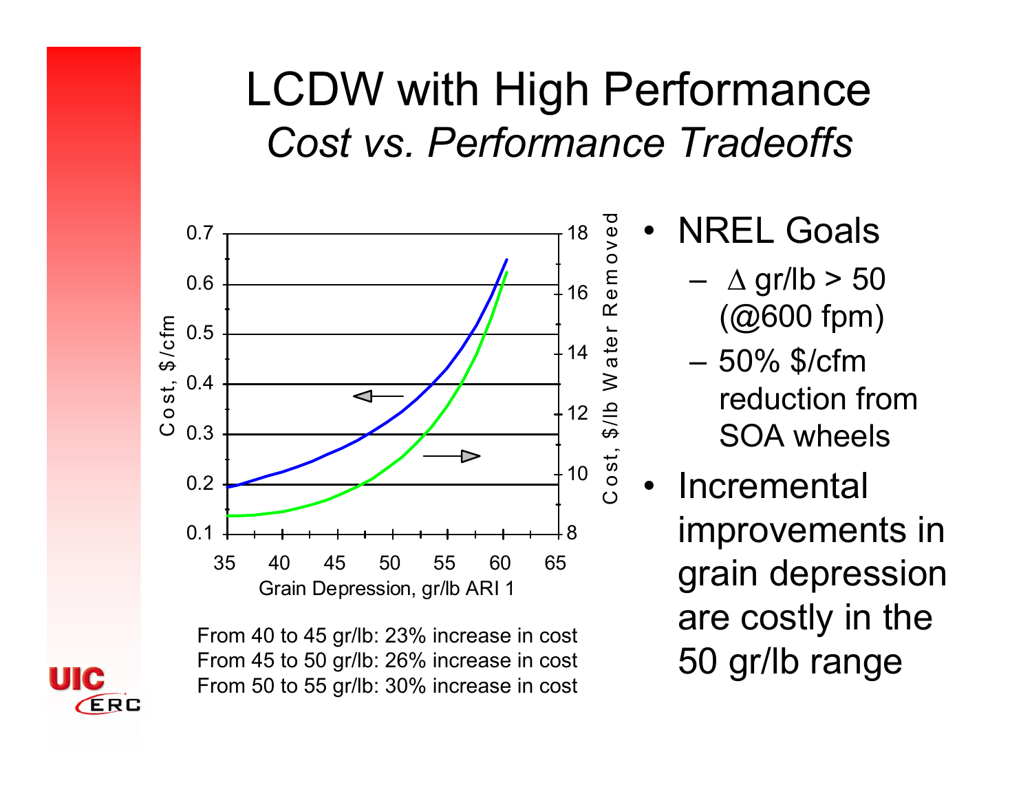# LCDW with High Performance

## *Cost vs. Performance Tradeoffs*

From 40 to 45 gr/lb: 23% increase in cost
From 45 to 50 gr/lb: 26% increase in cost
From 50 to 55 gr/lb: 30% increase in cost

- NREL Goals
  - $\Delta$ gr/lb > 50 (@600 fpm)
  - 50% $/cfm reduction from SOA wheels
- Incremental improvements in grain depression are costly in the 50 gr/lb range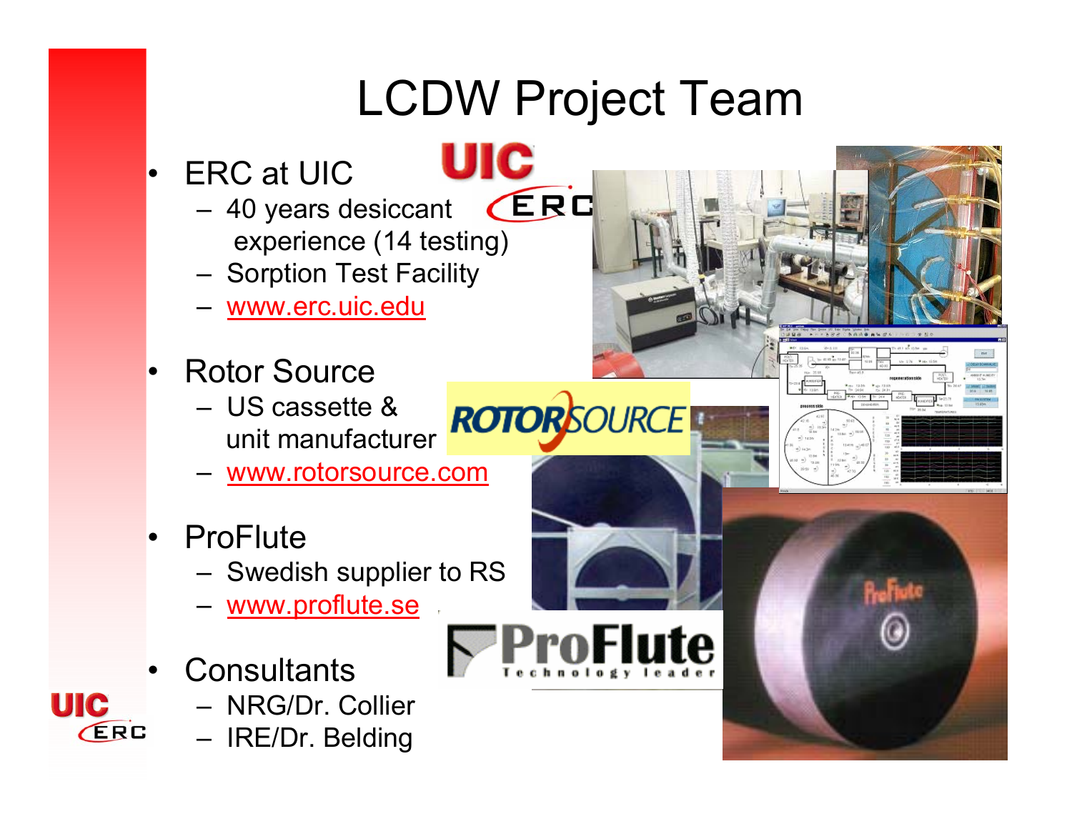# LCDW Project Team

- ERC at UIC
  - 40 years desiccant experience (14 testing)
  - Sorption Test Facility
  - www.erc.uic.edu
- Rotor Source
  - US cassette & unit manufacturer
  - www.rotorsource.com
- ProFlute
  - Swedish supplier to RS
  - www.proflute.se
- Consultants
  - NRG/Dr. Collier
  - IRE/Dr. Belding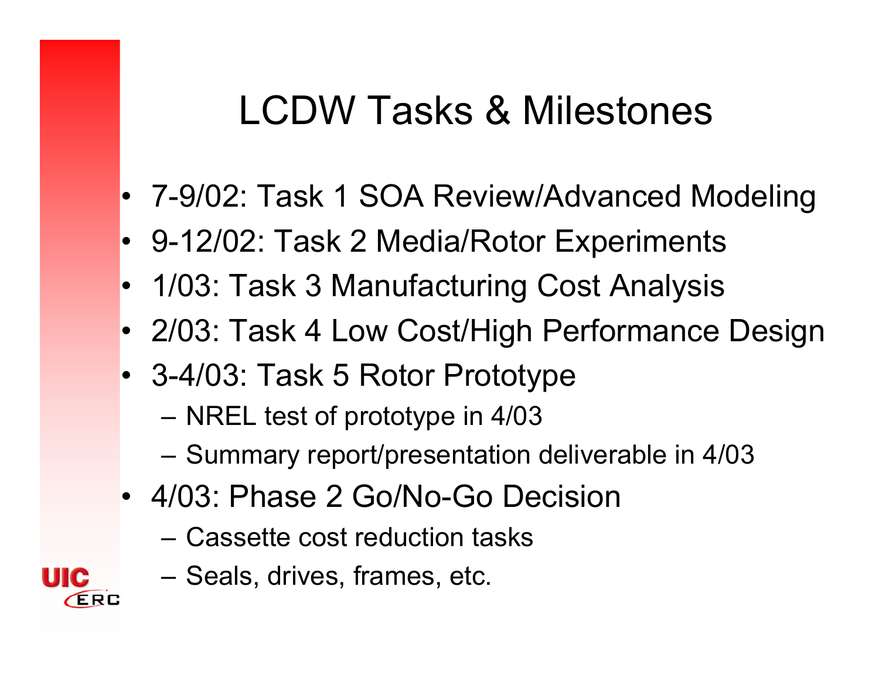# LCDW Tasks & Milestones

- 7-9/02: Task 1 SOA Review/Advanced Modeling
- 9-12/02: Task 2 Media/Rotor Experiments
- 1/03: Task 3 Manufacturing Cost Analysis
- 2/03: Task 4 Low Cost/High Performance Design
- 3-4/03: Task 5 Rotor Prototype
  - NREL test of prototype in 4/03
  - Summary report/presentation deliverable in 4/03
- 4/03: Phase 2 Go/No-Go Decision
  - Cassette cost reduction tasks
  - Seals, drives, frames, etc.

UIC ERC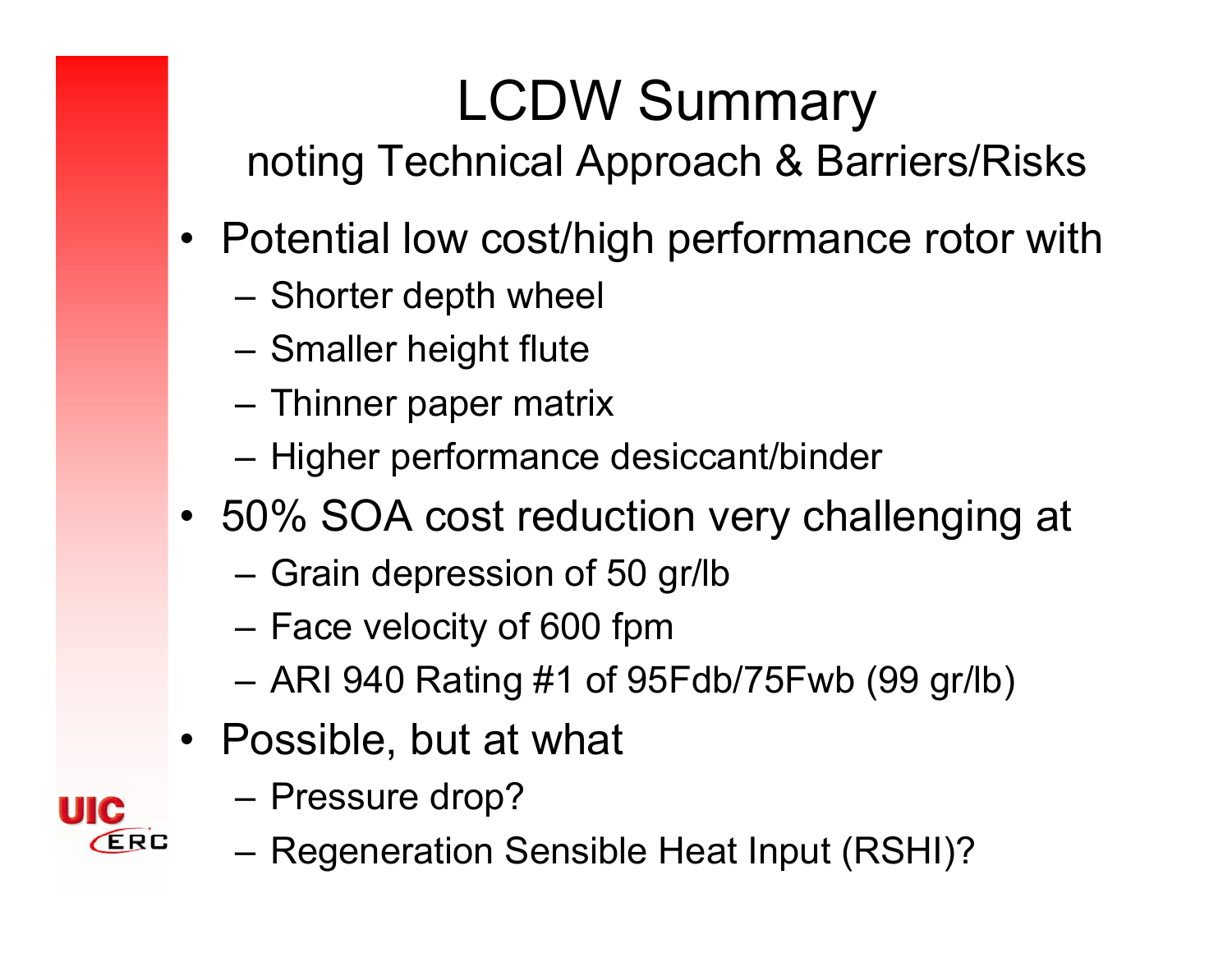# LCDW Summary

## noting Technical Approach & Barriers/Risks

- Potential low cost/high performance rotor with
  - Shorter depth wheel
  - Smaller height flute
  - Thinner paper matrix
  - Higher performance desiccant/binder
- 50% SOA cost reduction very challenging at
  - Grain depression of 50 gr/lb
  - Face velocity of 600 fpm
  - ARI 940 Rating #1 of 95Fdb/75Fwb (99 gr/lb)
- Possible, but at what
  - Pressure drop?
  - Regeneration Sensible Heat Input (RSHI)?

UIC ERC